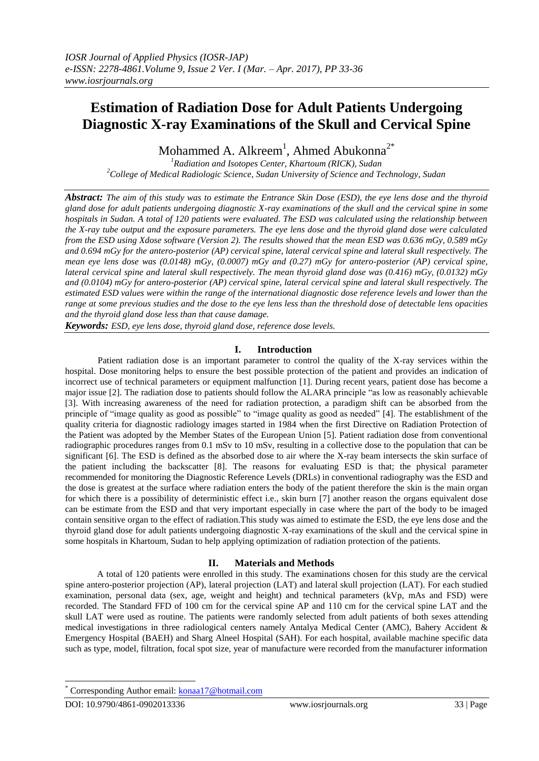# Estimation of Radiation Dose for Adult Patients Undergoing Diagnostic X-ray Examinations of the Skull and Cervical Spine

Mohammed A. Alkreem[1], Ahmed Abukonna[2*]

[1]Radiation and Isotopes Center, Khartoum (RICK), Sudan
[2]College of Medical Radiologic Science, Sudan University of Science and Technology, Sudan

***Abstract:*** *The aim of this study was to estimate the Entrance Skin Dose (ESD), the eye lens dose and the thyroid gland dose for adult patients undergoing diagnostic X-ray examinations of the skull and the cervical spine in some hospitals in Sudan. A total of 120 patients were evaluated. The ESD was calculated using the relationship between the X-ray tube output and the exposure parameters. The eye lens dose and the thyroid gland dose were calculated from the ESD using Xdose software (Version 2). The results showed that the mean ESD was 0.636 mGy, 0.589 mGy and 0.694 mGy for the antero-posterior (AP) cervical spine, lateral cervical spine and lateral skull respectively. The mean eye lens dose was (0.0148) mGy, (0.0007) mGy and (0.27) mGy for antero-posterior (AP) cervical spine, lateral cervical spine and lateral skull respectively. The mean thyroid gland dose was (0.416) mGy, (0.0132) mGy and (0.0104) mGy for antero-posterior (AP) cervical spine, lateral cervical spine and lateral skull respectively. The estimated ESD values were within the range of the international diagnostic dose reference levels and lower than the range at some previous studies and the dose to the eye lens less than the threshold dose of detectable lens opacities and the thyroid gland dose less than that cause damage.*

***Keywords:*** *ESD, eye lens dose, thyroid gland dose, reference dose levels.*

## I. Introduction

Patient radiation dose is an important parameter to control the quality of the X-ray services within the hospital. Dose monitoring helps to ensure the best possible protection of the patient and provides an indication of incorrect use of technical parameters or equipment malfunction [1]. During recent years, patient dose has become a major issue [2]. The radiation dose to patients should follow the ALARA principle "as low as reasonably achievable [3]. With increasing awareness of the need for radiation protection, a paradigm shift can be absorbed from the principle of "image quality as good as possible" to "image quality as good as needed" [4]. The establishment of the quality criteria for diagnostic radiology images started in 1984 when the first Directive on Radiation Protection of the Patient was adopted by the Member States of the European Union [5]. Patient radiation dose from conventional radiographic procedures ranges from 0.1 mSv to 10 mSv, resulting in a collective dose to the population that can be significant [6]. The ESD is defined as the absorbed dose to air where the X-ray beam intersects the skin surface of the patient including the backscatter [8]. The reasons for evaluating ESD is that; the physical parameter recommended for monitoring the Diagnostic Reference Levels (DRLs) in conventional radiography was the ESD and the dose is greatest at the surface where radiation enters the body of the patient therefore the skin is the main organ for which there is a possibility of deterministic effect i.e., skin burn [7] another reason the organs equivalent dose can be estimate from the ESD and that very important especially in case where the part of the body to be imaged contain sensitive organ to the effect of radiation.This study was aimed to estimate the ESD, the eye lens dose and the thyroid gland dose for adult patients undergoing diagnostic X-ray examinations of the skull and the cervical spine in some hospitals in Khartoum, Sudan to help applying optimization of radiation protection of the patients.

## II. Materials and Methods

A total of 120 patients were enrolled in this study. The examinations chosen for this study are the cervical spine antero-posterior projection (AP), lateral projection (LAT) and lateral skull projection (LAT). For each studied examination, personal data (sex, age, weight and height) and technical parameters (kVp, mAs and FSD) were recorded. The Standard FFD of 100 cm for the cervical spine AP and 110 cm for the cervical spine LAT and the skull LAT were used as routine. The patients were randomly selected from adult patients of both sexes attending medical investigations in three radiological centers namely Antalya Medical Center (AMC), Bahery Accident & Emergency Hospital (BAEH) and Sharg Alneel Hospital (SAH). For each hospital, available machine specific data such as type, model, filtration, focal spot size, year of manufacture were recorded from the manufacturer information

---

[*] Corresponding Author email: konaa17@hotmail.com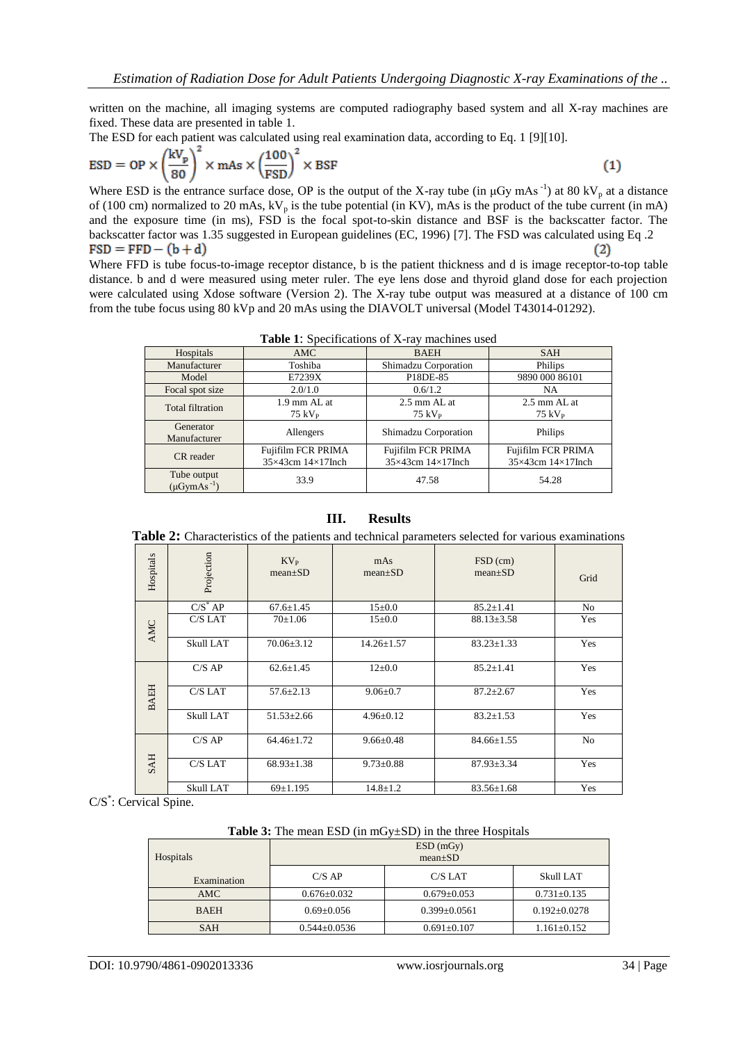written on the machine, all imaging systems are computed radiography based system and all X-ray machines are fixed. These data are presented in table 1.

The ESD for each patient was calculated using real examination data, according to Eq. 1 [9][10].

$$ESD = OP \times \left(\frac{kV_p}{80}\right)^2 \times mAs \times \left(\frac{100}{FSD}\right)^2 \times BSF \quad (1)$$

Where ESD is the entrance surface dose, OP is the output of the X-ray tube (in $\mu Gy\ mAs^{-1}$) at 80 $kV_p$ at a distance of (100 cm) normalized to 20 mAs, $kV_p$ is the tube potential (in KV), mAs is the product of the tube current (in mA) and the exposure time (in ms), FSD is the focal spot-to-skin distance and BSF is the backscatter factor. The backscatter factor was 1.35 suggested in European guidelines (EC, 1996) [7]. The FSD was calculated using Eq .2

$$FSD = FFD - (b + d) \quad (2)$$

Where FFD is tube focus-to-image receptor distance, b is the patient thickness and d is image receptor-to-top table distance. b and d were measured using meter ruler. The eye lens dose and thyroid gland dose for each projection were calculated using Xdose software (Version 2). The X-ray tube output was measured at a distance of 100 cm from the tube focus using 80 kVp and 20 mAs using the DIAVOLT universal (Model T43014-01292).

**Table 1**: Specifications of X-ray machines used

| Hospitals | AMC | BAEH | SAH |
|---|---|---|---|
| Manufacturer | Toshiba | Shimadzu Corporation | Philips |
| Model | E7239X | P18DE-85 | 9890 000 86101 |
| Focal spot size | 2.0/1.0 | 0.6/1.2 | NA |
| Total filtration | 1.9 mm AL at 75 $kV_P$ | 2.5 mm AL at 75 $kV_P$ | 2.5 mm AL at 75 $kV_P$ |
| Generator Manufacturer | Allengers | Shimadzu Corporation | Philips |
| CR reader | Fujifilm FCR PRIMA 35×43cm 14×17Inch | Fujifilm FCR PRIMA 35×43cm 14×17Inch | Fujifilm FCR PRIMA 35×43cm 14×17Inch |
| Tube output ($\mu Gy mAs^{-1}$) | 33.9 | 47.58 | 54.28 |

## III. Results

**Table 2:** Characteristics of the patients and technical parameters selected for various examinations

| Hospitals | Projection | $KV_P$ mean±SD | mAs mean±SD | FSD (cm) mean±SD | Grid |
|---|---|---|---|---|---|
| AMC | C/S* AP | 67.6±1.45 | 15±0.0 | 85.2±1.41 | No |
| | C/S LAT | 70±1.06 | 15±0.0 | 88.13±3.58 | Yes |
| | Skull LAT | 70.06±3.12 | 14.26±1.57 | 83.23±1.33 | Yes |
| BAEH | C/S AP | 62.6±1.45 | 12±0.0 | 85.2±1.41 | Yes |
| | C/S LAT | 57.6±2.13 | 9.06±0.7 | 87.2±2.67 | Yes |
| | Skull LAT | 51.53±2.66 | 4.96±0.12 | 83.2±1.53 | Yes |
| SAH | C/S AP | 64.46±1.72 | 9.66±0.48 | 84.66±1.55 | No |
| | C/S LAT | 68.93±1.38 | 9.73±0.88 | 87.93±3.34 | Yes |
| | Skull LAT | 69±1.195 | 14.8±1.2 | 83.56±1.68 | Yes |

C/S*: Cervical Spine.

**Table 3:** The mean ESD (in mGy±SD) in the three Hospitals

| Hospitals | ESD (mGy) mean±SD | | |
|---|---|---|---|
| Examination | C/S AP | C/S LAT | Skull LAT |
| AMC | 0.676±0.032 | 0.679±0.053 | 0.731±0.135 |
| BAEH | 0.69±0.056 | 0.399±0.0561 | 0.192±0.0278 |
| SAH | 0.544±0.0536 | 0.691±0.107 | 1.161±0.152 |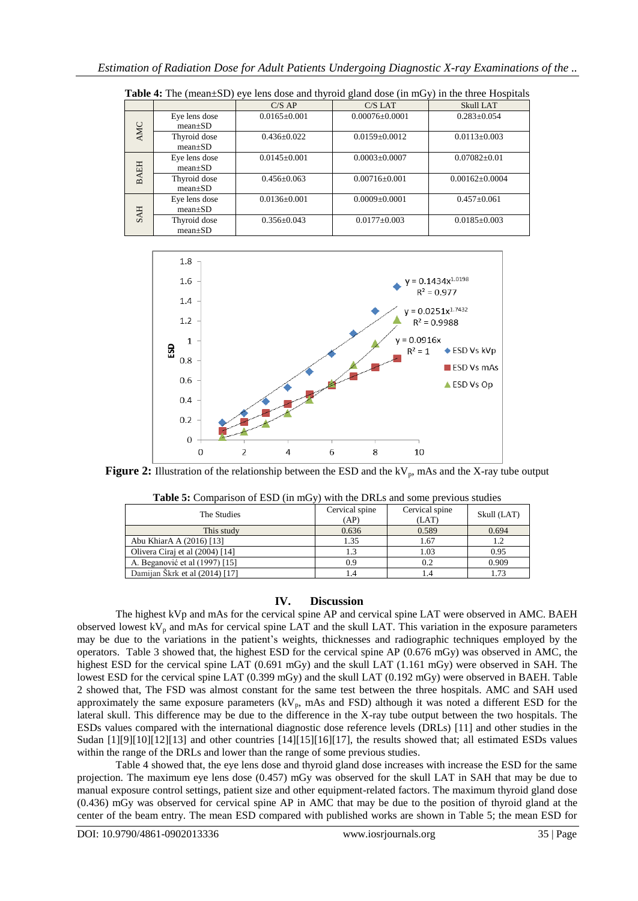**Table 4:** The (mean±SD) eye lens dose and thyroid gland dose (in mGy) in the three Hospitals

| | | C/S AP | C/S LAT | Skull LAT |
|---|---|---|---|---|
| AMC | Eye lens dose mean±SD | 0.0165±0.001 | 0.00076±0.0001 | 0.283±0.054 |
| | Thyroid dose mean±SD | 0.436±0.022 | 0.0159±0.0012 | 0.0113±0.003 |
| BAEH | Eye lens dose mean±SD | 0.0145±0.001 | 0.0003±0.0007 | 0.07082±0.01 |
| | Thyroid dose mean±SD | 0.456±0.063 | 0.00716±0.001 | 0.00162±0.0004 |
| SAH | Eye lens dose mean±SD | 0.0136±0.001 | 0.0009±0.0001 | 0.457±0.061 |
| | Thyroid dose mean±SD | 0.356±0.043 | 0.0177±0.003 | 0.0185±0.003 |

**Figure 2:** Illustration of the relationship between the ESD and the $kV_p$, mAs and the X-ray tube output

**Table 5:** Comparison of ESD (in mGy) with the DRLs and some previous studies

| The Studies | Cervical spine (AP) | Cervical spine (LAT) | Skull (LAT) |
|---|---|---|---|
| This study | 0.636 | 0.589 | 0.694 |
| Abu KhiarA A (2016) [13] | 1.35 | 1.67 | 1.2 |
| Olivera Ciraj et al (2004) [14] | 1.3 | 1.03 | 0.95 |
| A. Beganović et al (1997) [15] | 0.9 | 0.2 | 0.909 |
| Damijan Škrk et al (2014) [17] | 1.4 | 1.4 | 1.73 |

## IV. Discussion

The highest kVp and mAs for the cervical spine AP and cervical spine LAT were observed in AMC. BAEH observed lowest $kV_p$ and mAs for cervical spine LAT and the skull LAT. This variation in the exposure parameters may be due to the variations in the patient's weights, thicknesses and radiographic techniques employed by the operators. Table 3 showed that, the highest ESD for the cervical spine AP (0.676 mGy) was observed in AMC, the highest ESD for the cervical spine LAT (0.691 mGy) and the skull LAT (1.161 mGy) were observed in SAH. The lowest ESD for the cervical spine LAT (0.399 mGy) and the skull LAT (0.192 mGy) were observed in BAEH. Table 2 showed that, The FSD was almost constant for the same test between the three hospitals. AMC and SAH used approximately the same exposure parameters ($kV_p$, mAs and FSD) although it was noted a different ESD for the lateral skull. This difference may be due to the difference in the X-ray tube output between the two hospitals. The ESDs values compared with the international diagnostic dose reference levels (DRLs) [11] and other studies in the Sudan [1][9][10][12][13] and other countries [14][15][16][17], the results showed that; all estimated ESDs values within the range of the DRLs and lower than the range of some previous studies.

Table 4 showed that, the eye lens dose and thyroid gland dose increases with increase the ESD for the same projection. The maximum eye lens dose (0.457) mGy was observed for the skull LAT in SAH that may be due to manual exposure control settings, patient size and other equipment-related factors. The maximum thyroid gland dose (0.436) mGy was observed for cervical spine AP in AMC that may be due to the position of thyroid gland at the center of the beam entry. The mean ESD compared with published works are shown in Table 5; the mean ESD for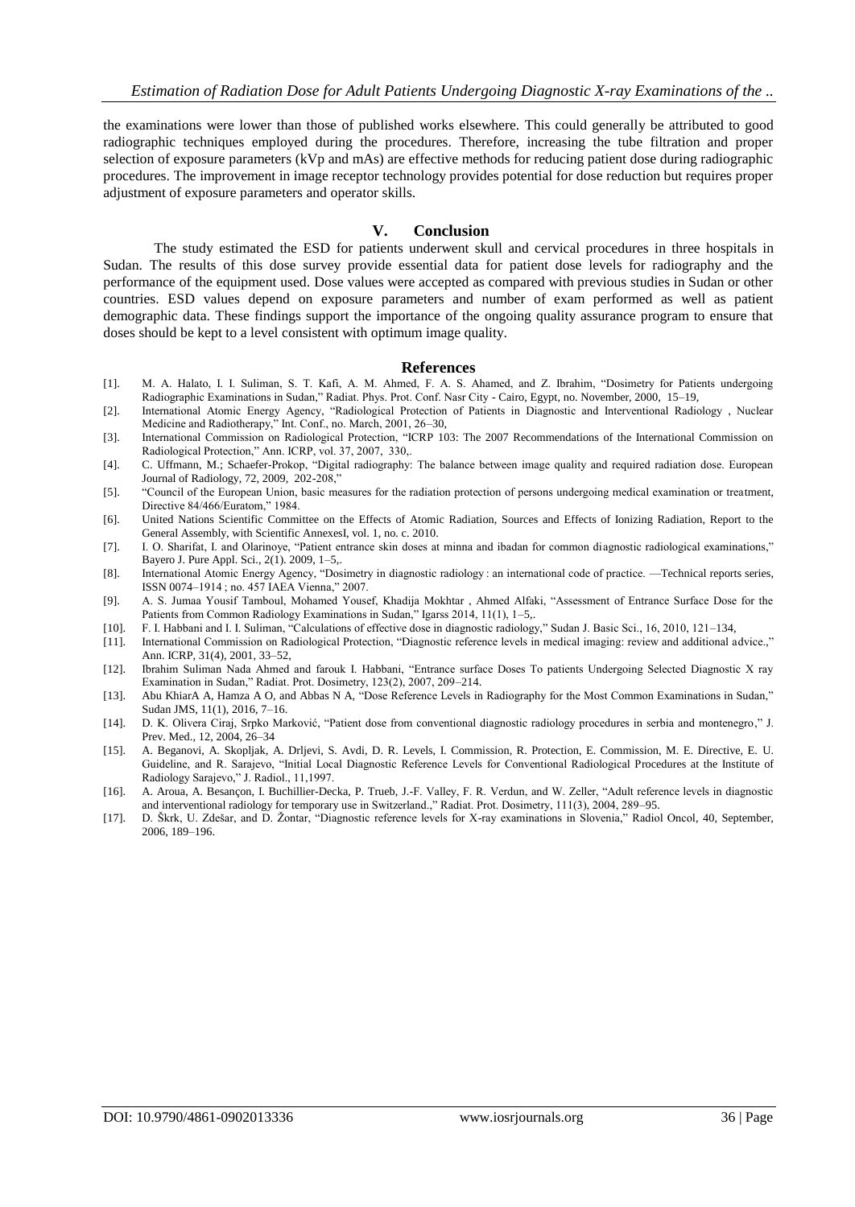the examinations were lower than those of published works elsewhere. This could generally be attributed to good radiographic techniques employed during the procedures. Therefore, increasing the tube filtration and proper selection of exposure parameters (kVp and mAs) are effective methods for reducing patient dose during radiographic procedures. The improvement in image receptor technology provides potential for dose reduction but requires proper adjustment of exposure parameters and operator skills.

## V. Conclusion

The study estimated the ESD for patients underwent skull and cervical procedures in three hospitals in Sudan. The results of this dose survey provide essential data for patient dose levels for radiography and the performance of the equipment used. Dose values were accepted as compared with previous studies in Sudan or other countries. ESD values depend on exposure parameters and number of exam performed as well as patient demographic data. These findings support the importance of the ongoing quality assurance program to ensure that doses should be kept to a level consistent with optimum image quality.

## References

[1]. M. A. Halato, I. I. Suliman, S. T. Kafi, A. M. Ahmed, F. A. S. Ahamed, and Z. Ibrahim, "Dosimetry for Patients undergoing Radiographic Examinations in Sudan," Radiat. Phys. Prot. Conf. Nasr City - Cairo, Egypt, no. November, 2000, 15–19,

[2]. International Atomic Energy Agency, "Radiological Protection of Patients in Diagnostic and Interventional Radiology , Nuclear Medicine and Radiotherapy," Int. Conf., no. March, 2001, 26–30,

[3]. International Commission on Radiological Protection, "ICRP 103: The 2007 Recommendations of the International Commission on Radiological Protection," Ann. ICRP, vol. 37, 2007, 330,.

[4]. C. Uffmann, M.; Schaefer-Prokop, "Digital radiography: The balance between image quality and required radiation dose. European Journal of Radiology, 72, 2009, 202-208,"

[5]. "Council of the European Union, basic measures for the radiation protection of persons undergoing medical examination or treatment, Directive 84/466/Euratom," 1984.

[6]. United Nations Scientific Committee on the Effects of Atomic Radiation, Sources and Effects of Ionizing Radiation, Report to the General Assembly, with Scientific AnnexesI, vol. 1, no. c. 2010.

[7]. I. O. Sharifat, I. and Olarinoye, "Patient entrance skin doses at minna and ibadan for common diagnostic radiological examinations," Bayero J. Pure Appl. Sci., 2(1). 2009, 1–5,.

[8]. International Atomic Energy Agency, "Dosimetry in diagnostic radiology : an international code of practice. —Technical reports series, ISSN 0074–1914 ; no. 457 IAEA Vienna," 2007.

[9]. A. S. Jumaa Yousif Tamboul, Mohamed Yousef, Khadija Mokhtar , Ahmed Alfaki, "Assessment of Entrance Surface Dose for the Patients from Common Radiology Examinations in Sudan," Igarss 2014, 11(1), 1–5,.

[10]. F. I. Habbani and I. I. Suliman, "Calculations of effective dose in diagnostic radiology," Sudan J. Basic Sci., 16, 2010, 121–134,

[11]. International Commission on Radiological Protection, "Diagnostic reference levels in medical imaging: review and additional advice.," Ann. ICRP, 31(4), 2001, 33–52,

[12]. Ibrahim Suliman Nada Ahmed and farouk I. Habbani, "Entrance surface Doses To patients Undergoing Selected Diagnostic X ray Examination in Sudan," Radiat. Prot. Dosimetry, 123(2), 2007, 209–214.

[13]. Abu KhiarA A, Hamza A O, and Abbas N A, "Dose Reference Levels in Radiography for the Most Common Examinations in Sudan," Sudan JMS, 11(1), 2016, 7–16.

[14]. D. K. Olivera Ciraj, Srpko Marković, "Patient dose from conventional diagnostic radiology procedures in serbia and montenegro," J. Prev. Med., 12, 2004, 26–34

[15]. A. Beganovi, A. Skopljak, A. Drljevi, S. Avdi, D. R. Levels, I. Commission, R. Protection, E. Commission, M. E. Directive, E. U. Guideline, and R. Sarajevo, "Initial Local Diagnostic Reference Levels for Conventional Radiological Procedures at the Institute of Radiology Sarajevo," J. Radiol., 11,1997.

[16]. A. Aroua, A. Besançon, I. Buchillier-Decka, P. Trueb, J.-F. Valley, F. R. Verdun, and W. Zeller, "Adult reference levels in diagnostic and interventional radiology for temporary use in Switzerland.," Radiat. Prot. Dosimetry, 111(3), 2004, 289–95.

[17]. D. Škrk, U. Zdešar, and D. Žontar, "Diagnostic reference levels for X-ray examinations in Slovenia," Radiol Oncol, 40, September, 2006, 189–196.